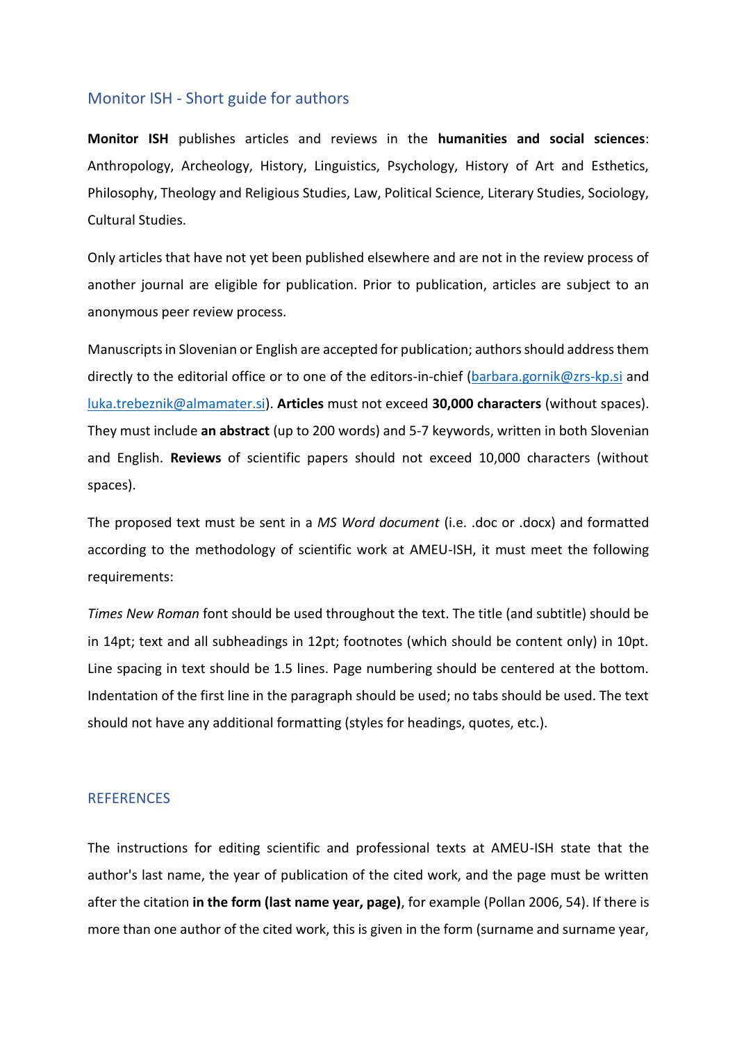# Monitor ISH - Short guide for authors

**Monitor ISH** publishes articles and reviews in the **humanities and social sciences**: Anthropology, Archeology, History, Linguistics, Psychology, History of Art and Esthetics, Philosophy, Theology and Religious Studies, Law, Political Science, Literary Studies, Sociology, Cultural Studies.

Only articles that have not yet been published elsewhere and are not in the review process of another journal are eligible for publication. Prior to publication, articles are subject to an anonymous peer review process.

Manuscripts in Slovenian or English are accepted for publication; authors should address them directly to the editorial office or to one of the editors-in-chief (barbara.gornik@zrs-kp.si and luka.trebeznik@almamater.si). **Articles** must not exceed **30,000 characters** (without spaces). They must include **an abstract** (up to 200 words) and 5-7 keywords, written in both Slovenian and English. **Reviews** of scientific papers should not exceed 10,000 characters (without spaces).

The proposed text must be sent in a *MS Word document* (i.e. .doc or .docx) and formatted according to the methodology of scientific work at AMEU-ISH, it must meet the following requirements:

*Times New Roman* font should be used throughout the text. The title (and subtitle) should be in 14pt; text and all subheadings in 12pt; footnotes (which should be content only) in 10pt. Line spacing in text should be 1.5 lines. Page numbering should be centered at the bottom. Indentation of the first line in the paragraph should be used; no tabs should be used. The text should not have any additional formatting (styles for headings, quotes, etc.).

## REFERENCES

The instructions for editing scientific and professional texts at AMEU-ISH state that the author's last name, the year of publication of the cited work, and the page must be written after the citation **in the form (last name year, page)**, for example (Pollan 2006, 54). If there is more than one author of the cited work, this is given in the form (surname and surname year,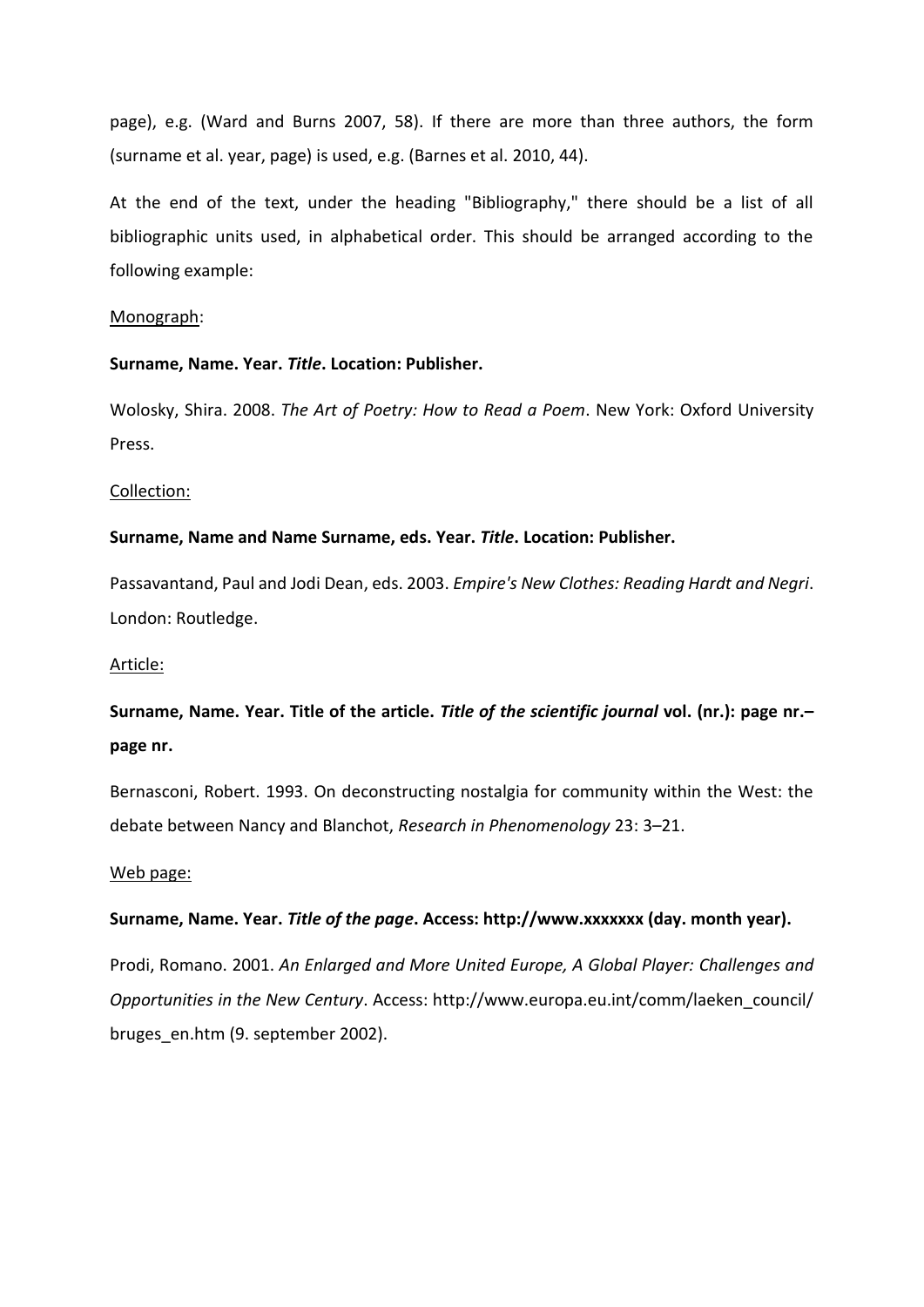page), e.g. (Ward and Burns 2007, 58). If there are more than three authors, the form (surname et al. year, page) is used, e.g. (Barnes et al. 2010, 44).

At the end of the text, under the heading "Bibliography," there should be a list of all bibliographic units used, in alphabetical order. This should be arranged according to the following example:

<u>Monograph</u>:

**Surname, Name. Year. *Title*. Location: Publisher.**

Wolosky, Shira. 2008. *The Art of Poetry: How to Read a Poem*. New York: Oxford University Press.

<u>Collection:</u>

**Surname, Name and Name Surname, eds. Year. *Title*. Location: Publisher.**

Passavantand, Paul and Jodi Dean, eds. 2003. *Empire's New Clothes: Reading Hardt and Negri*. London: Routledge.

<u>Article:</u>

**Surname, Name. Year. Title of the article. *Title of the scientific journal* vol. (nr.): page nr.–page nr.**

Bernasconi, Robert. 1993. On deconstructing nostalgia for community within the West: the debate between Nancy and Blanchot, *Research in Phenomenology* 23: 3–21.

<u>Web page:</u>

**Surname, Name. Year. *Title of the page*. Access: http://www.xxxxxxx (day. month year).**

Prodi, Romano. 2001. *An Enlarged and More United Europe, A Global Player: Challenges and Opportunities in the New Century*. Access: http://www.europa.eu.int/comm/laeken_council/bruges_en.htm (9. september 2002).